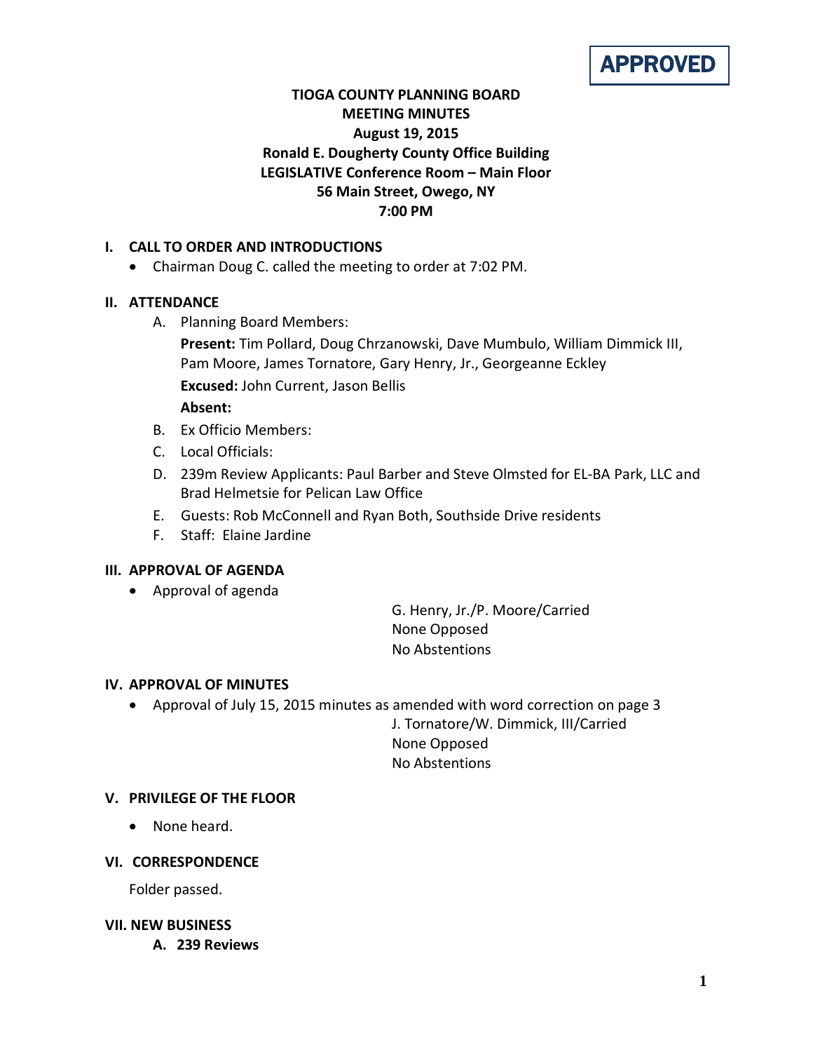**APPROVED**

# TIOGA COUNTY PLANNING BOARD
## MEETING MINUTES
**August 19, 2015**
**Ronald E. Dougherty County Office Building**
**LEGISLATIVE Conference Room – Main Floor**
**56 Main Street, Owego, NY**
**7:00 PM**

## I. CALL TO ORDER AND INTRODUCTIONS

- Chairman Doug C. called the meeting to order at 7:02 PM.

## II. ATTENDANCE

A. Planning Board Members:

**Present:** Tim Pollard, Doug Chrzanowski, Dave Mumbulo, William Dimmick III, Pam Moore, James Tornatore, Gary Henry, Jr., Georgeanne Eckley

**Excused:** John Current, Jason Bellis

**Absent:**

B. Ex Officio Members:

C. Local Officials:

D. 239m Review Applicants: Paul Barber and Steve Olmsted for EL-BA Park, LLC and Brad Helmetsie for Pelican Law Office

E. Guests: Rob McConnell and Ryan Both, Southside Drive residents

F. Staff: Elaine Jardine

## III. APPROVAL OF AGENDA

- Approval of agenda

G. Henry, Jr./P. Moore/Carried
None Opposed
No Abstentions

## IV. APPROVAL OF MINUTES

- Approval of July 15, 2015 minutes as amended with word correction on page 3

J. Tornatore/W. Dimmick, III/Carried
None Opposed
No Abstentions

## V. PRIVILEGE OF THE FLOOR

- None heard.

## VI. CORRESPONDENCE

Folder passed.

## VII. NEW BUSINESS

**A. 239 Reviews**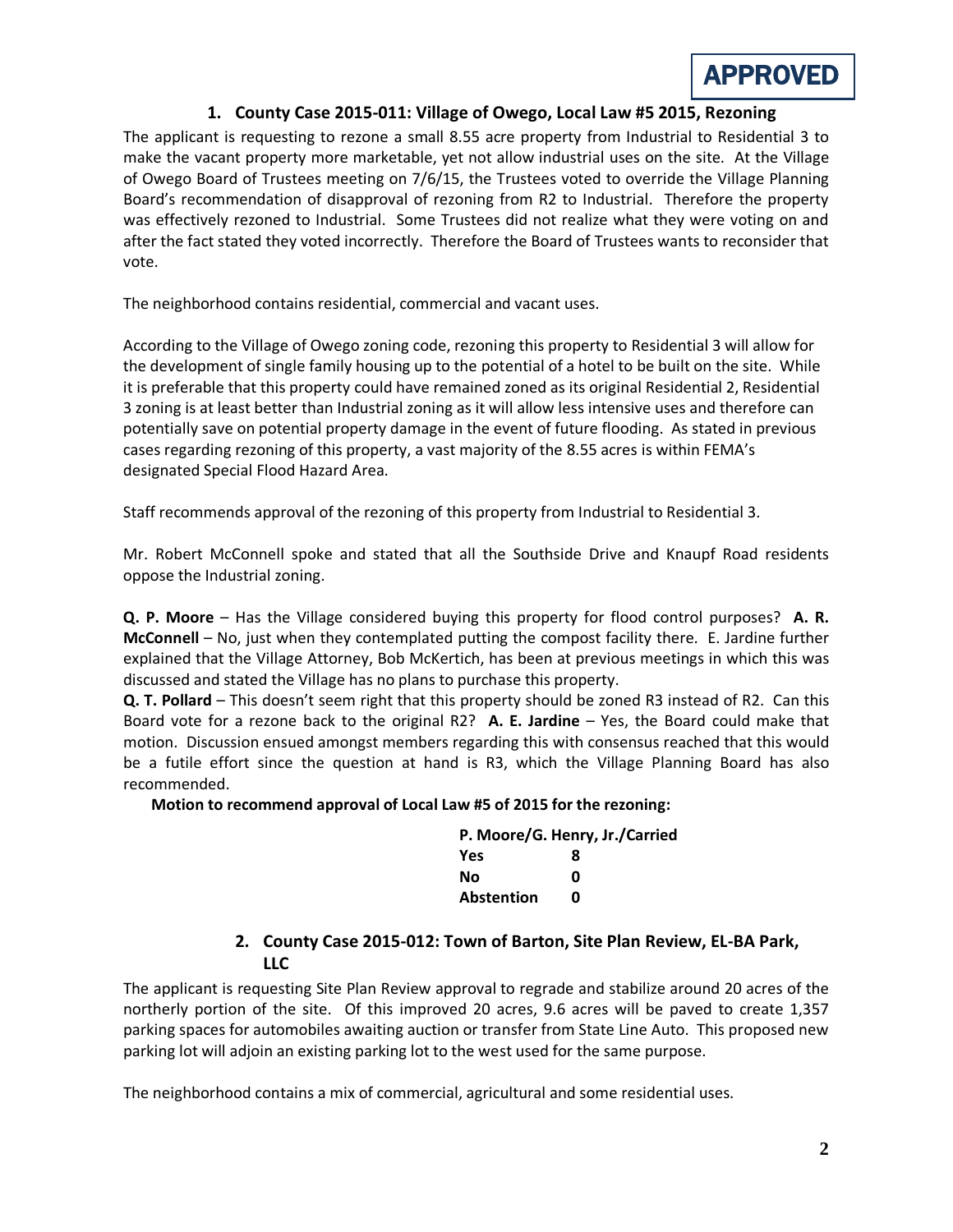**APPROVED**

## 1. County Case 2015-011: Village of Owego, Local Law #5 2015, Rezoning

The applicant is requesting to rezone a small 8.55 acre property from Industrial to Residential 3 to make the vacant property more marketable, yet not allow industrial uses on the site. At the Village of Owego Board of Trustees meeting on 7/6/15, the Trustees voted to override the Village Planning Board's recommendation of disapproval of rezoning from R2 to Industrial. Therefore the property was effectively rezoned to Industrial. Some Trustees did not realize what they were voting on and after the fact stated they voted incorrectly. Therefore the Board of Trustees wants to reconsider that vote.

The neighborhood contains residential, commercial and vacant uses.

According to the Village of Owego zoning code, rezoning this property to Residential 3 will allow for the development of single family housing up to the potential of a hotel to be built on the site. While it is preferable that this property could have remained zoned as its original Residential 2, Residential 3 zoning is at least better than Industrial zoning as it will allow less intensive uses and therefore can potentially save on potential property damage in the event of future flooding. As stated in previous cases regarding rezoning of this property, a vast majority of the 8.55 acres is within FEMA's designated Special Flood Hazard Area.

Staff recommends approval of the rezoning of this property from Industrial to Residential 3.

Mr. Robert McConnell spoke and stated that all the Southside Drive and Knaupf Road residents oppose the Industrial zoning.

**Q. P. Moore** – Has the Village considered buying this property for flood control purposes? **A. R. McConnell** – No, just when they contemplated putting the compost facility there. E. Jardine further explained that the Village Attorney, Bob McKertich, has been at previous meetings in which this was discussed and stated the Village has no plans to purchase this property.

**Q. T. Pollard** – This doesn't seem right that this property should be zoned R3 instead of R2. Can this Board vote for a rezone back to the original R2? **A. E. Jardine** – Yes, the Board could make that motion. Discussion ensued amongst members regarding this with consensus reached that this would be a futile effort since the question at hand is R3, which the Village Planning Board has also recommended.

**Motion to recommend approval of Local Law #5 of 2015 for the rezoning:**

**P. Moore/G. Henry, Jr./Carried**

| | |
|---|---|
| **Yes** | **8** |
| **No** | **0** |
| **Abstention** | **0** |

## 2. County Case 2015-012: Town of Barton, Site Plan Review, EL-BA Park, LLC

The applicant is requesting Site Plan Review approval to regrade and stabilize around 20 acres of the northerly portion of the site. Of this improved 20 acres, 9.6 acres will be paved to create 1,357 parking spaces for automobiles awaiting auction or transfer from State Line Auto. This proposed new parking lot will adjoin an existing parking lot to the west used for the same purpose.

The neighborhood contains a mix of commercial, agricultural and some residential uses.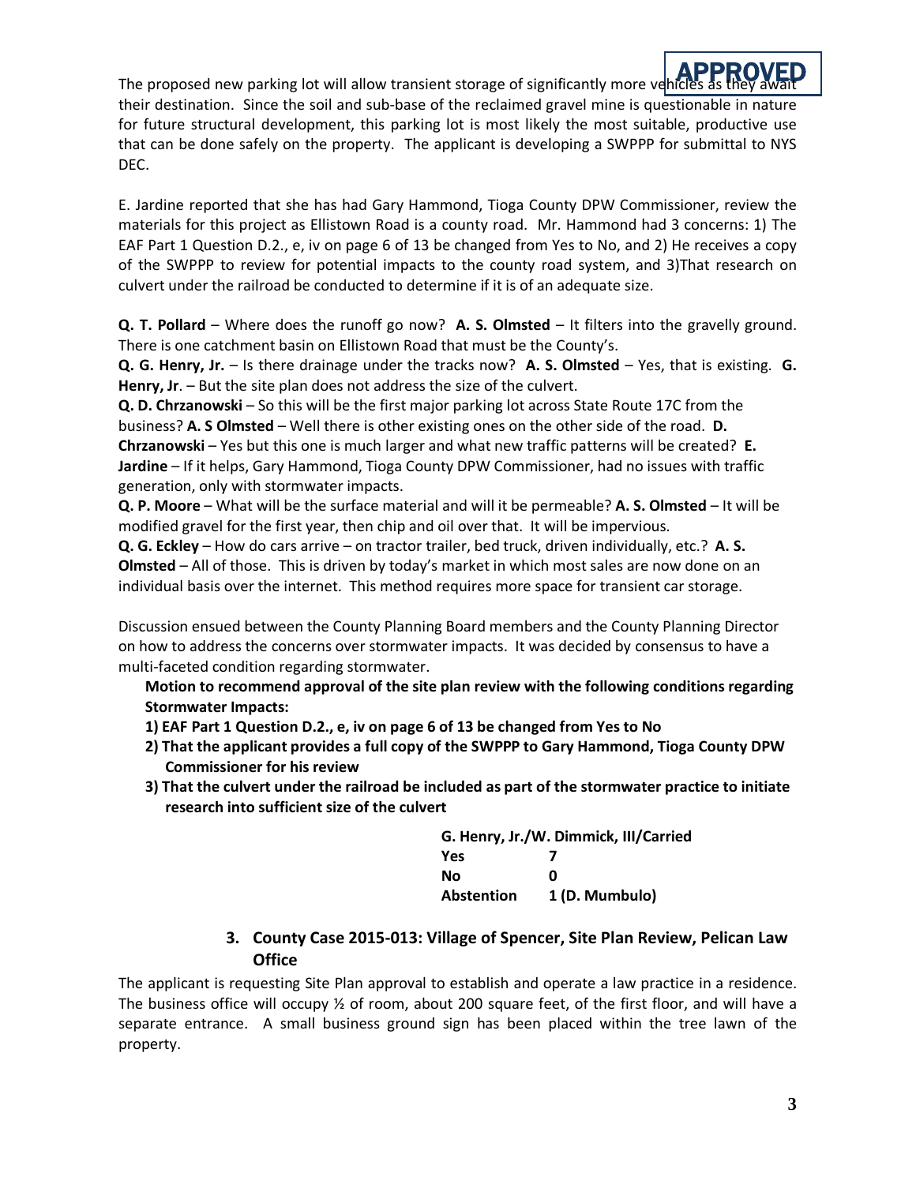APPROVED

The proposed new parking lot will allow transient storage of significantly more vehicles as they await their destination. Since the soil and sub-base of the reclaimed gravel mine is questionable in nature for future structural development, this parking lot is most likely the most suitable, productive use that can be done safely on the property. The applicant is developing a SWPPP for submittal to NYS DEC.

E. Jardine reported that she has had Gary Hammond, Tioga County DPW Commissioner, review the materials for this project as Ellistown Road is a county road. Mr. Hammond had 3 concerns: 1) The EAF Part 1 Question D.2., e, iv on page 6 of 13 be changed from Yes to No, and 2) He receives a copy of the SWPPP to review for potential impacts to the county road system, and 3)That research on culvert under the railroad be conducted to determine if it is of an adequate size.

**Q. T. Pollard** – Where does the runoff go now? **A. S. Olmsted** – It filters into the gravelly ground. There is one catchment basin on Ellistown Road that must be the County's.
**Q. G. Henry, Jr.** – Is there drainage under the tracks now? **A. S. Olmsted** – Yes, that is existing. **G. Henry, Jr**. – But the site plan does not address the size of the culvert.
**Q. D. Chrzanowski** – So this will be the first major parking lot across State Route 17C from the business? **A. S Olmsted** – Well there is other existing ones on the other side of the road. **D. Chrzanowski** – Yes but this one is much larger and what new traffic patterns will be created? **E. Jardine** – If it helps, Gary Hammond, Tioga County DPW Commissioner, had no issues with traffic generation, only with stormwater impacts.
**Q. P. Moore** – What will be the surface material and will it be permeable? **A. S. Olmsted** – It will be modified gravel for the first year, then chip and oil over that. It will be impervious.
**Q. G. Eckley** – How do cars arrive – on tractor trailer, bed truck, driven individually, etc.? **A. S. Olmsted** – All of those. This is driven by today's market in which most sales are now done on an individual basis over the internet. This method requires more space for transient car storage.

Discussion ensued between the County Planning Board members and the County Planning Director on how to address the concerns over stormwater impacts. It was decided by consensus to have a multi-faceted condition regarding stormwater.

**Motion to recommend approval of the site plan review with the following conditions regarding Stormwater Impacts:**

1) **EAF Part 1 Question D.2., e, iv on page 6 of 13 be changed from Yes to No**
2) **That the applicant provides a full copy of the SWPPP to Gary Hammond, Tioga County DPW Commissioner for his review**
3) **That the culvert under the railroad be included as part of the stormwater practice to initiate research into sufficient size of the culvert**

**G. Henry, Jr./W. Dimmick, III/Carried**

| | |
|---|---|
| **Yes** | **7** |
| **No** | **0** |
| **Abstention** | **1 (D. Mumbulo)** |

### 3. County Case 2015-013: Village of Spencer, Site Plan Review, Pelican Law Office

The applicant is requesting Site Plan approval to establish and operate a law practice in a residence. The business office will occupy ½ of room, about 200 square feet, of the first floor, and will have a separate entrance. A small business ground sign has been placed within the tree lawn of the property.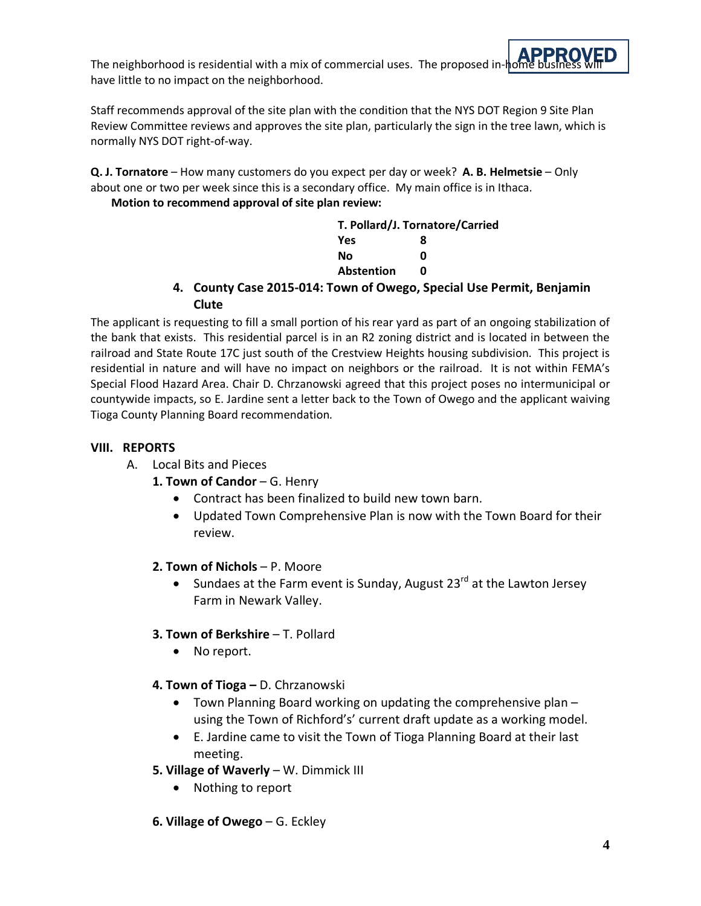APPROVED

The neighborhood is residential with a mix of commercial uses. The proposed in-home business will have little to no impact on the neighborhood.

Staff recommends approval of the site plan with the condition that the NYS DOT Region 9 Site Plan Review Committee reviews and approves the site plan, particularly the sign in the tree lawn, which is normally NYS DOT right-of-way.

**Q. J. Tornatore** – How many customers do you expect per day or week? **A. B. Helmetsie** – Only about one or two per week since this is a secondary office. My main office is in Ithaca.

**Motion to recommend approval of site plan review:**

| T. Pollard/J. Tornatore/Carried | |
|---|---|
| Yes | 8 |
| No | 0 |
| Abstention | 0 |

**4. County Case 2015-014: Town of Owego, Special Use Permit, Benjamin Clute**

The applicant is requesting to fill a small portion of his rear yard as part of an ongoing stabilization of the bank that exists. This residential parcel is in an R2 zoning district and is located in between the railroad and State Route 17C just south of the Crestview Heights housing subdivision. This project is residential in nature and will have no impact on neighbors or the railroad. It is not within FEMA's Special Flood Hazard Area. Chair D. Chrzanowski agreed that this project poses no intermunicipal or countywide impacts, so E. Jardine sent a letter back to the Town of Owego and the applicant waiving Tioga County Planning Board recommendation.

## VIII. REPORTS

A. Local Bits and Pieces

**1. Town of Candor** – G. Henry

- Contract has been finalized to build new town barn.
- Updated Town Comprehensive Plan is now with the Town Board for their review.

**2. Town of Nichols** – P. Moore

- Sundaes at the Farm event is Sunday, August 23rd at the Lawton Jersey Farm in Newark Valley.

**3. Town of Berkshire** – T. Pollard

- No report.

**4. Town of Tioga –** D. Chrzanowski

- Town Planning Board working on updating the comprehensive plan – using the Town of Richford's' current draft update as a working model.
- E. Jardine came to visit the Town of Tioga Planning Board at their last meeting.

**5. Village of Waverly** – W. Dimmick III

- Nothing to report

**6. Village of Owego** – G. Eckley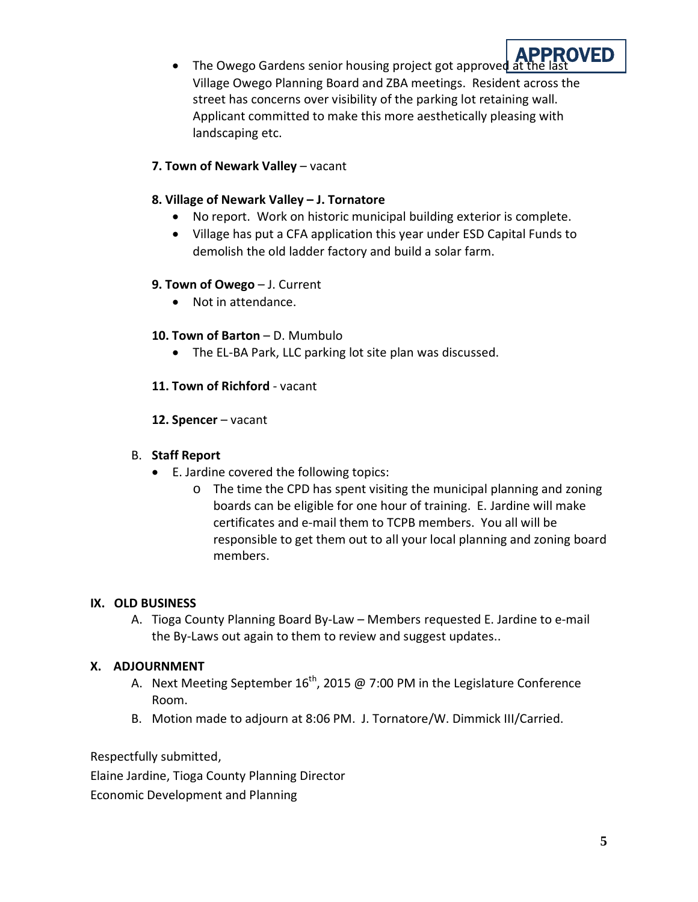APPROVED

- The Owego Gardens senior housing project got approved at the last Village Owego Planning Board and ZBA meetings. Resident across the street has concerns over visibility of the parking lot retaining wall. Applicant committed to make this more aesthetically pleasing with landscaping etc.

**7. Town of Newark Valley** – vacant

**8. Village of Newark Valley – J. Tornatore**

- No report. Work on historic municipal building exterior is complete.
- Village has put a CFA application this year under ESD Capital Funds to demolish the old ladder factory and build a solar farm.

**9. Town of Owego** – J. Current

- Not in attendance.

**10. Town of Barton** – D. Mumbulo

- The EL-BA Park, LLC parking lot site plan was discussed.

**11. Town of Richford** - vacant

**12. Spencer** – vacant

B. **Staff Report**

- E. Jardine covered the following topics:
  - The time the CPD has spent visiting the municipal planning and zoning boards can be eligible for one hour of training. E. Jardine will make certificates and e-mail them to TCPB members. You all will be responsible to get them out to all your local planning and zoning board members.

## IX. OLD BUSINESS

A. Tioga County Planning Board By-Law – Members requested E. Jardine to e-mail the By-Laws out again to them to review and suggest updates..

## X. ADJOURNMENT

A. Next Meeting September 16th, 2015 @ 7:00 PM in the Legislature Conference Room.

B. Motion made to adjourn at 8:06 PM. J. Tornatore/W. Dimmick III/Carried.

Respectfully submitted,

Elaine Jardine, Tioga County Planning Director

Economic Development and Planning